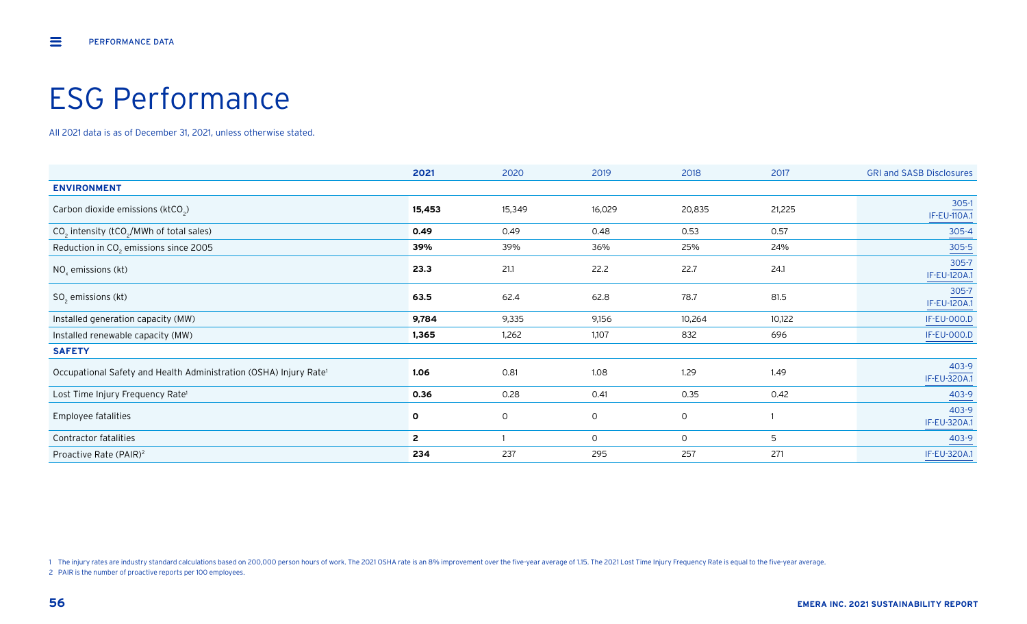# ESG Performance

All 2021 data is as of December 31, 2021, unless otherwise stated.

| | **2021** | 2020 | 2019 | 2018 | 2017 | GRI and SASB Disclosures |
|---|---|---|---|---|---|---|
| **ENVIRONMENT** | | | | | | |
| Carbon dioxide emissions ($ktCO_2$) | **15,453** | 15,349 | 16,029 | 20,835 | 21,225 | 305-1 IF-EU-110A.1 |
| $CO_2$ intensity ($tCO_2$/MWh of total sales) | **0.49** | 0.49 | 0.48 | 0.53 | 0.57 | 305-4 |
| Reduction in $CO_2$ emissions since 2005 | **39%** | 39% | 36% | 25% | 24% | 305-5 |
| $NO_x$ emissions (kt) | **23.3** | 21.1 | 22.2 | 22.7 | 24.1 | 305-7 IF-EU-120A.1 |
| $SO_2$ emissions (kt) | **63.5** | 62.4 | 62.8 | 78.7 | 81.5 | 305-7 IF-EU-120A.1 |
| Installed generation capacity (MW) | **9,784** | 9,335 | 9,156 | 10,264 | 10,122 | IF-EU-000.D |
| Installed renewable capacity (MW) | **1,365** | 1,262 | 1,107 | 832 | 696 | IF-EU-000.D |
| **SAFETY** | | | | | | |
| Occupational Safety and Health Administration (OSHA) Injury Rate[1] | **1.06** | 0.81 | 1.08 | 1.29 | 1.49 | 403-9 IF-EU-320A.1 |
| Lost Time Injury Frequency Rate[1] | **0.36** | 0.28 | 0.41 | 0.35 | 0.42 | 403-9 |
| Employee fatalities | **0** | 0 | 0 | 0 | 1 | 403-9 IF-EU-320A.1 |
| Contractor fatalities | **2** | 1 | 0 | 0 | 5 | 403-9 |
| Proactive Rate (PAIR)[2] | **234** | 237 | 295 | 257 | 271 | IF-EU-320A.1 |

1 The injury rates are industry standard calculations based on 200,000 person hours of work. The 2021 OSHA rate is an 8% improvement over the five-year average of 1.15. The 2021 Lost Time Injury Frequency Rate is equal to the five-year average.

2 PAIR is the number of proactive reports per 100 employees.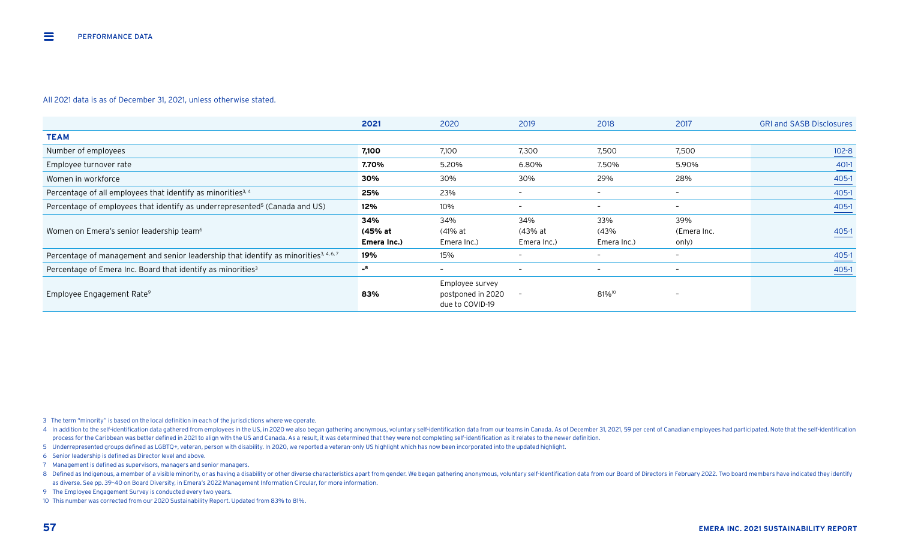All 2021 data is as of December 31, 2021, unless otherwise stated.

| | 2021 | 2020 | 2019 | 2018 | 2017 | GRI and SASB Disclosures |
|---|---|---|---|---|---|---|
| **TEAM** | | | | | | |
| Number of employees | **7,100** | 7,100 | 7,300 | 7,500 | 7,500 | 102-8 |
| Employee turnover rate | **7.70%** | 5.20% | 6.80% | 7.50% | 5.90% | 401-1 |
| Women in workforce | **30%** | 30% | 30% | 29% | 28% | 405-1 |
| Percentage of all employees that identify as minorities[3, 4] | **25%** | 23% | – | – | – | 405-1 |
| Percentage of employees that identify as underrepresented[5] (Canada and US) | **12%** | 10% | – | – | – | 405-1 |
| Women on Emera's senior leadership team[6] | **34% (45% at Emera Inc.)** | 34% (41% at Emera Inc.) | 34% (43% at Emera Inc.) | 33% (43% Emera Inc.) | 39% (Emera Inc. only) | 405-1 |
| Percentage of management and senior leadership that identify as minorities[3, 4, 6, 7] | **19%** | 15% | – | – | – | 405-1 |
| Percentage of Emera Inc. Board that identify as minorities[3] | **–[8]** | – | – | – | – | 405-1 |
| Employee Engagement Rate[9] | **83%** | Employee survey postponed in 2020 due to COVID-19 | – | 81%[10] | – | |

3 The term "minority" is based on the local definition in each of the jurisdictions where we operate.

4 In addition to the self-identification data gathered from employees in the US, in 2020 we also began gathering anonymous, voluntary self-identification data from our teams in Canada. As of December 31, 2021, 59 per cent of Canadian employees had participated. Note that the self-identification process for the Caribbean was better defined in 2021 to align with the US and Canada. As a result, it was determined that they were not completing self-identification as it relates to the newer definition.

5 Underrepresented groups defined as LGBTQ+, veteran, person with disability. In 2020, we reported a veteran-only US highlight which has now been incorporated into the updated highlight.

6 Senior leadership is defined as Director level and above.

7 Management is defined as supervisors, managers and senior managers.

8 Defined as Indigenous, a member of a visible minority, or as having a disability or other diverse characteristics apart from gender. We began gathering anonymous, voluntary self-identification data from our Board of Directors in February 2022. Two board members have indicated they identify as diverse. See pp. 39–40 on Board Diversity, in Emera's 2022 Management Information Circular, for more information.

9 The Employee Engagement Survey is conducted every two years.

10 This number was corrected from our 2020 Sustainability Report. Updated from 83% to 81%.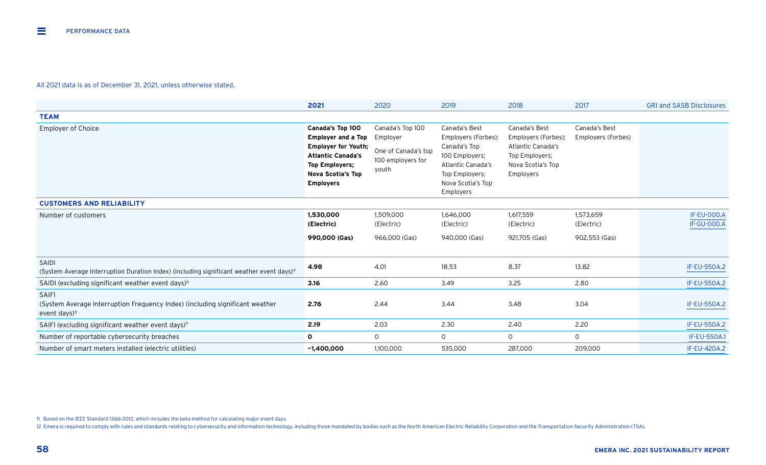All 2021 data is as of December 31, 2021, unless otherwise stated.

| | **2021** | 2020 | 2019 | 2018 | 2017 | GRI and SASB Disclosures |
|---|---|---|---|---|---|---|
| **TEAM** | | | | | | |
| Employer of Choice | **Canada's Top 100 Employer and a Top Employer for Youth; Atlantic Canada's Top Employers; Nova Scotia's Top Employers** | Canada's Top 100 Employer<br><br>One of Canada's top 100 employers for youth | Canada's Best Employers (Forbes); Canada's Top 100 Employers; Atlantic Canada's Top Employers; Nova Scotia's Top Employers | Canada's Best Employers (Forbes); Atlantic Canada's Top Employers; Nova Scotia's Top Employers | Canada's Best Employers (Forbes) | |
| **CUSTOMERS AND RELIABILITY** | | | | | | |
| Number of customers | **1,530,000 (Electric)**<br><br>**990,000 (Gas)** | 1,509,000 (Electric)<br><br>966,000 (Gas) | 1,646,000 (Electric)<br><br>940,000 (Gas) | 1,617,559 (Electric)<br><br>921,705 (Gas) | 1,573,659 (Electric)<br><br>902,553 (Gas) | IF-EU-000.A<br>IF-GU-000.A |
| SAIDI (System Average Interruption Duration Index) (including significant weather event days)[11] | **4.98** | 4.01 | 18.53 | 8.37 | 13.82 | IF-EU-550A.2 |
| SAIDI (excluding significant weather event days)[11] | **3.16** | 2.60 | 3.49 | 3.25 | 2.80 | IF-EU-550A.2 |
| SAIFI (System Average Interruption Frequency Index) (including significant weather event days)[11] | **2.76** | 2.44 | 3.44 | 3.48 | 3.04 | IF-EU-550A.2 |
| SAIFI (excluding significant weather event days)[11] | **2.19** | 2.03 | 2.30 | 2.40 | 2.20 | IF-EU-550A.2 |
| Number of reportable cybersecurity breaches | **0** | 0 | 0 | 0 | 0 | IF-EU-550A.1 |
| Number of smart meters installed (electric utilities) | **~1,400,000** | 1,100,000 | 535,000 | 287,000 | 209,000 | IF-EU-420A.2 |

11 Based on the IEEE Standard 1366-2012, which includes the beta method for calculating major event days.

12 Emera is required to comply with rules and standards relating to cybersecurity and information technology, including those mandated by bodies such as the North American Electric Reliability Corporation and the Transportation Security Administration (TSA).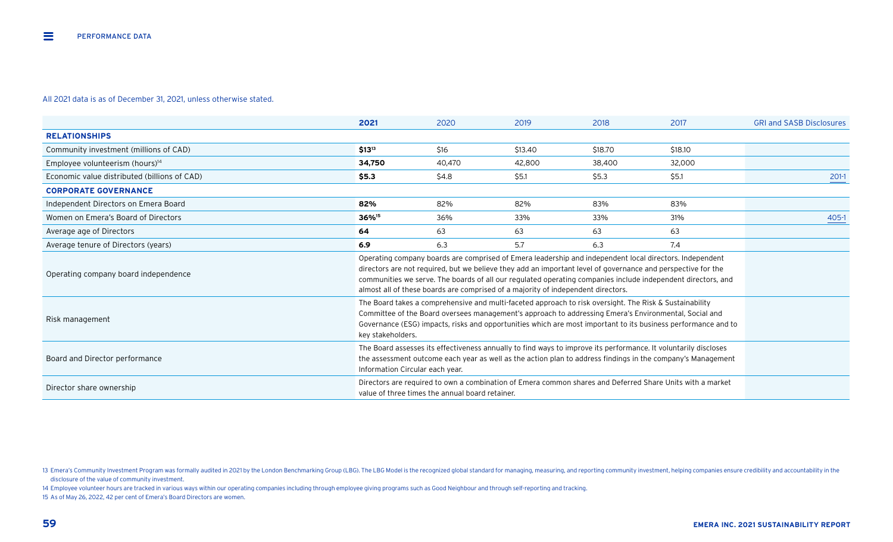## PERFORMANCE DATA

All 2021 data is as of December 31, 2021, unless otherwise stated.

| | 2021 | 2020 | 2019 | 2018 | 2017 | GRI and SASB Disclosures |
|---|---|---|---|---|---|---|
| **RELATIONSHIPS** | | | | | | |
| Community investment (millions of CAD) | **$13**[13] | $16 | $13.40 | $18.70 | $18.10 | |
| Employee volunteerism (hours)[14] | **34,750** | 40,470 | 42,800 | 38,400 | 32,000 | |
| Economic value distributed (billions of CAD) | **$5.3** | $4.8 | $5.1 | $5.3 | $5.1 | 201-1 |
| **CORPORATE GOVERNANCE** | | | | | | |
| Independent Directors on Emera Board | **82%** | 82% | 82% | 83% | 83% | |
| Women on Emera's Board of Directors | **36%**[15] | 36% | 33% | 33% | 31% | 405-1 |
| Average age of Directors | **64** | 63 | 63 | 63 | 63 | |
| Average tenure of Directors (years) | **6.9** | 6.3 | 5.7 | 6.3 | 7.4 | |
| Operating company board independence | Operating company boards are comprised of Emera leadership and independent local directors. Independent directors are not required, but we believe they add an important level of governance and perspective for the communities we serve. The boards of all our regulated operating companies include independent directors, and almost all of these boards are comprised of a majority of independent directors. | | | | | |
| Risk management | The Board takes a comprehensive and multi-faceted approach to risk oversight. The Risk & Sustainability Committee of the Board oversees management's approach to addressing Emera's Environmental, Social and Governance (ESG) impacts, risks and opportunities which are most important to its business performance and to key stakeholders. | | | | | |
| Board and Director performance | The Board assesses its effectiveness annually to find ways to improve its performance. It voluntarily discloses the assessment outcome each year as well as the action plan to address findings in the company's Management Information Circular each year. | | | | | |
| Director share ownership | Directors are required to own a combination of Emera common shares and Deferred Share Units with a market value of three times the annual board retainer. | | | | | |

13 Emera's Community Investment Program was formally audited in 2021 by the London Benchmarking Group (LBG). The LBG Model is the recognized global standard for managing, measuring, and reporting community investment, helping companies ensure credibility and accountability in the disclosure of the value of community investment.

14 Employee volunteer hours are tracked in various ways within our operating companies including through employee giving programs such as Good Neighbour and through self-reporting and tracking.

15 As of May 26, 2022, 42 per cent of Emera's Board Directors are women.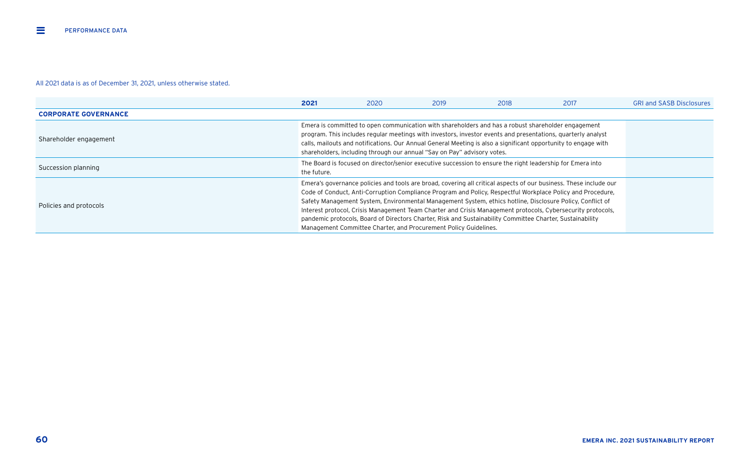All 2021 data is as of December 31, 2021, unless otherwise stated.

| | **2021** | 2020 | 2019 | 2018 | 2017 | GRI and SASB Disclosures |
|---|---|---|---|---|---|---|
| **CORPORATE GOVERNANCE** | | | | | | |
| Shareholder engagement | Emera is committed to open communication with shareholders and has a robust shareholder engagement program. This includes regular meetings with investors, investor events and presentations, quarterly analyst calls, mailouts and notifications. Our Annual General Meeting is also a significant opportunity to engage with shareholders, including through our annual "Say on Pay" advisory votes. | | | | | |
| Succession planning | The Board is focused on director/senior executive succession to ensure the right leadership for Emera into the future. | | | | | |
| Policies and protocols | Emera's governance policies and tools are broad, covering all critical aspects of our business. These include our Code of Conduct, Anti-Corruption Compliance Program and Policy, Respectful Workplace Policy and Procedure, Safety Management System, Environmental Management System, ethics hotline, Disclosure Policy, Conflict of Interest protocol, Crisis Management Team Charter and Crisis Management protocols, Cybersecurity protocols, pandemic protocols, Board of Directors Charter, Risk and Sustainability Committee Charter, Sustainability Management Committee Charter, and Procurement Policy Guidelines. | | | | | |